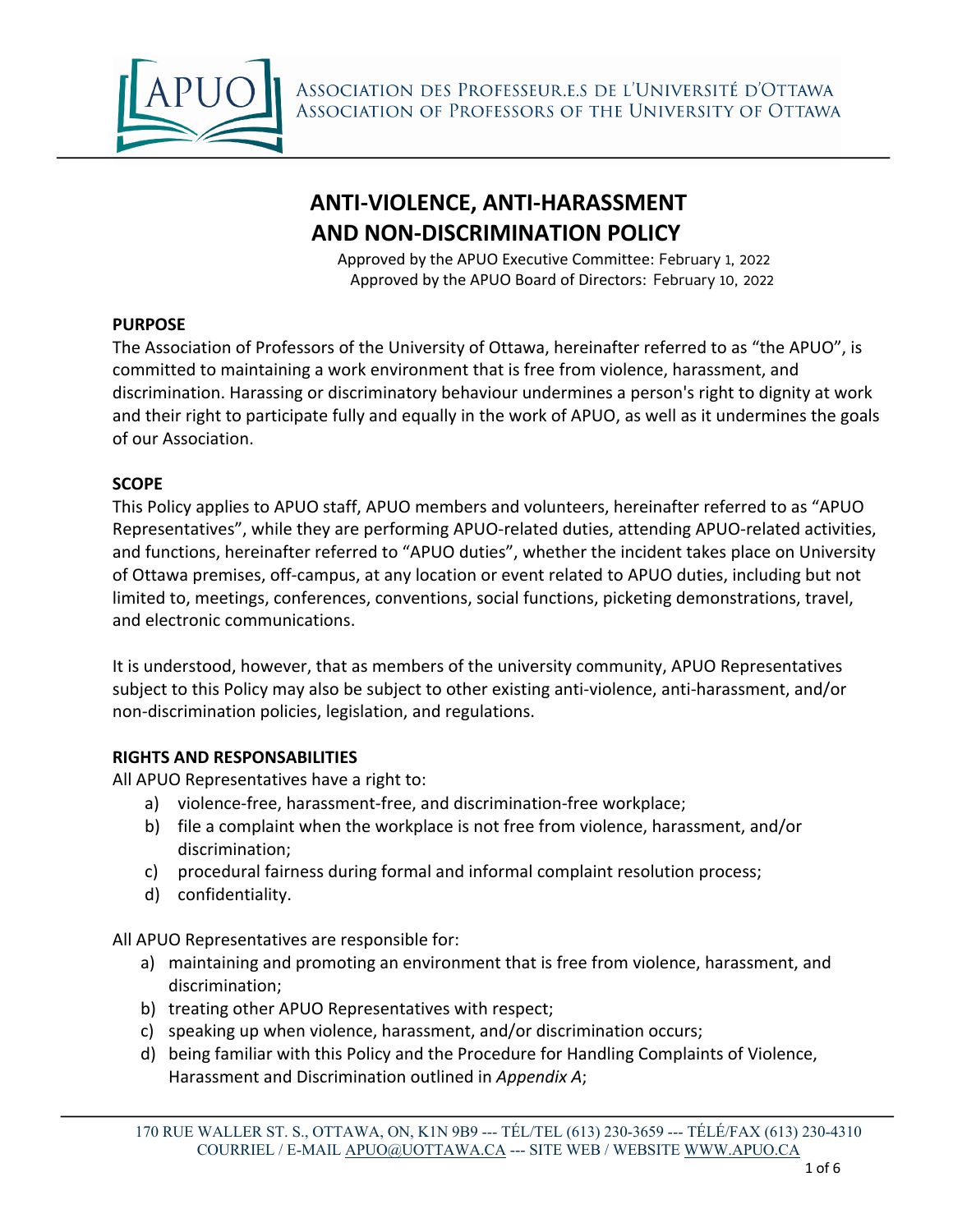# ANTI-VIOLENCE, ANTI-HARASSMENT AND NON-DISCRIMINATION POLICY

Approved by the APUO Executive Committee: February 1, 2022
Approved by the APUO Board of Directors: February 10, 2022

## PURPOSE

The Association of Professors of the University of Ottawa, hereinafter referred to as "the APUO", is committed to maintaining a work environment that is free from violence, harassment, and discrimination. Harassing or discriminatory behaviour undermines a person's right to dignity at work and their right to participate fully and equally in the work of APUO, as well as it undermines the goals of our Association.

## SCOPE

This Policy applies to APUO staff, APUO members and volunteers, hereinafter referred to as "APUO Representatives", while they are performing APUO-related duties, attending APUO-related activities, and functions, hereinafter referred to "APUO duties", whether the incident takes place on University of Ottawa premises, off-campus, at any location or event related to APUO duties, including but not limited to, meetings, conferences, conventions, social functions, picketing demonstrations, travel, and electronic communications.

It is understood, however, that as members of the university community, APUO Representatives subject to this Policy may also be subject to other existing anti-violence, anti-harassment, and/or non-discrimination policies, legislation, and regulations.

## RIGHTS AND RESPONSABILITIES

All APUO Representatives have a right to:

a) violence-free, harassment-free, and discrimination-free workplace;
b) file a complaint when the workplace is not free from violence, harassment, and/or discrimination;
c) procedural fairness during formal and informal complaint resolution process;
d) confidentiality.

All APUO Representatives are responsible for:

a) maintaining and promoting an environment that is free from violence, harassment, and discrimination;
b) treating other APUO Representatives with respect;
c) speaking up when violence, harassment, and/or discrimination occurs;
d) being familiar with this Policy and the Procedure for Handling Complaints of Violence, Harassment and Discrimination outlined in *Appendix A*;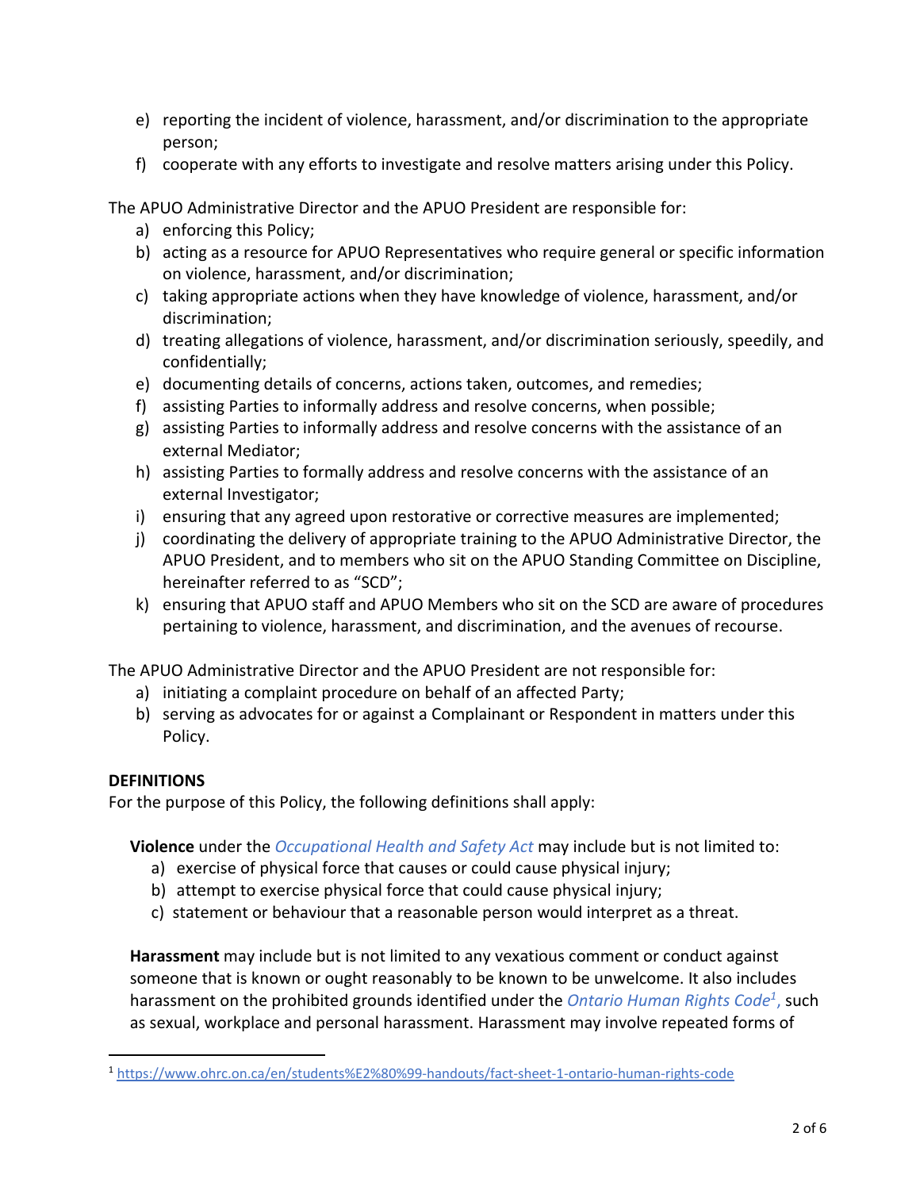e) reporting the incident of violence, harassment, and/or discrimination to the appropriate person;
f) cooperate with any efforts to investigate and resolve matters arising under this Policy.

The APUO Administrative Director and the APUO President are responsible for:

a) enforcing this Policy;
b) acting as a resource for APUO Representatives who require general or specific information on violence, harassment, and/or discrimination;
c) taking appropriate actions when they have knowledge of violence, harassment, and/or discrimination;
d) treating allegations of violence, harassment, and/or discrimination seriously, speedily, and confidentially;
e) documenting details of concerns, actions taken, outcomes, and remedies;
f) assisting Parties to informally address and resolve concerns, when possible;
g) assisting Parties to informally address and resolve concerns with the assistance of an external Mediator;
h) assisting Parties to formally address and resolve concerns with the assistance of an external Investigator;
i) ensuring that any agreed upon restorative or corrective measures are implemented;
j) coordinating the delivery of appropriate training to the APUO Administrative Director, the APUO President, and to members who sit on the APUO Standing Committee on Discipline, hereinafter referred to as "SCD";
k) ensuring that APUO staff and APUO Members who sit on the SCD are aware of procedures pertaining to violence, harassment, and discrimination, and the avenues of recourse.

The APUO Administrative Director and the APUO President are not responsible for:

a) initiating a complaint procedure on behalf of an affected Party;
b) serving as advocates for or against a Complainant or Respondent in matters under this Policy.

**DEFINITIONS**

For the purpose of this Policy, the following definitions shall apply:

**Violence** under the *Occupational Health and Safety Act* may include but is not limited to:

a) exercise of physical force that causes or could cause physical injury;
b) attempt to exercise physical force that could cause physical injury;
c) statement or behaviour that a reasonable person would interpret as a threat.

**Harassment** may include but is not limited to any vexatious comment or conduct against someone that is known or ought reasonably to be known to be unwelcome. It also includes harassment on the prohibited grounds identified under the *Ontario Human Rights Code*[1], such as sexual, workplace and personal harassment. Harassment may involve repeated forms of

[1] https://www.ohrc.on.ca/en/students%E2%80%99-handouts/fact-sheet-1-ontario-human-rights-code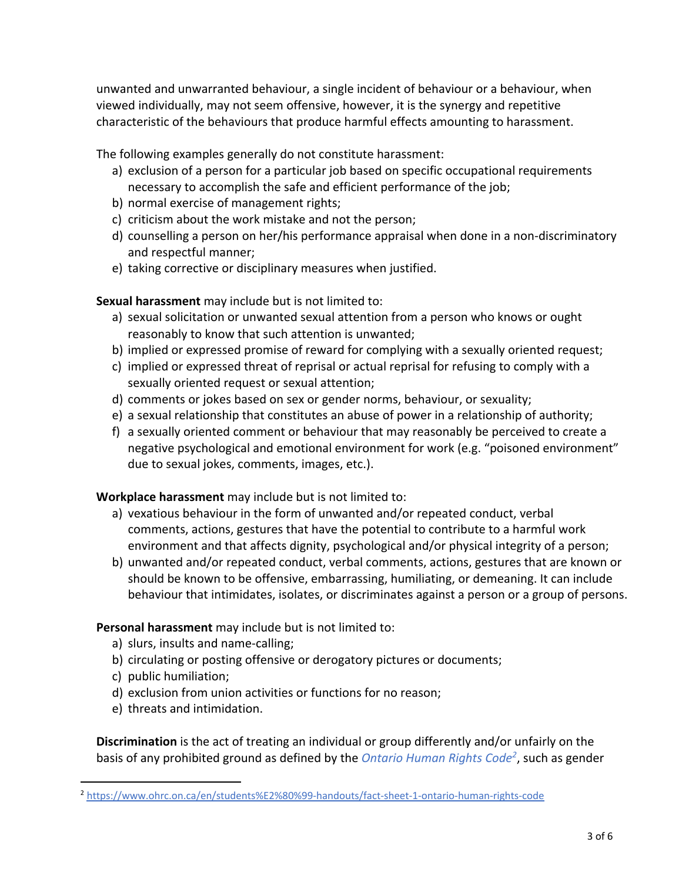unwanted and unwarranted behaviour, a single incident of behaviour or a behaviour, when viewed individually, may not seem offensive, however, it is the synergy and repetitive characteristic of the behaviours that produce harmful effects amounting to harassment.

The following examples generally do not constitute harassment:

a) exclusion of a person for a particular job based on specific occupational requirements necessary to accomplish the safe and efficient performance of the job;
b) normal exercise of management rights;
c) criticism about the work mistake and not the person;
d) counselling a person on her/his performance appraisal when done in a non-discriminatory and respectful manner;
e) taking corrective or disciplinary measures when justified.

**Sexual harassment** may include but is not limited to:

a) sexual solicitation or unwanted sexual attention from a person who knows or ought reasonably to know that such attention is unwanted;
b) implied or expressed promise of reward for complying with a sexually oriented request;
c) implied or expressed threat of reprisal or actual reprisal for refusing to comply with a sexually oriented request or sexual attention;
d) comments or jokes based on sex or gender norms, behaviour, or sexuality;
e) a sexual relationship that constitutes an abuse of power in a relationship of authority;
f) a sexually oriented comment or behaviour that may reasonably be perceived to create a negative psychological and emotional environment for work (e.g. "poisoned environment" due to sexual jokes, comments, images, etc.).

**Workplace harassment** may include but is not limited to:

a) vexatious behaviour in the form of unwanted and/or repeated conduct, verbal comments, actions, gestures that have the potential to contribute to a harmful work environment and that affects dignity, psychological and/or physical integrity of a person;
b) unwanted and/or repeated conduct, verbal comments, actions, gestures that are known or should be known to be offensive, embarrassing, humiliating, or demeaning. It can include behaviour that intimidates, isolates, or discriminates against a person or a group of persons.

**Personal harassment** may include but is not limited to:

a) slurs, insults and name-calling;
b) circulating or posting offensive or derogatory pictures or documents;
c) public humiliation;
d) exclusion from union activities or functions for no reason;
e) threats and intimidation.

**Discrimination** is the act of treating an individual or group differently and/or unfairly on the basis of any prohibited ground as defined by the *Ontario Human Rights Code*[2], such as gender

[2] https://www.ohrc.on.ca/en/students%E2%80%99-handouts/fact-sheet-1-ontario-human-rights-code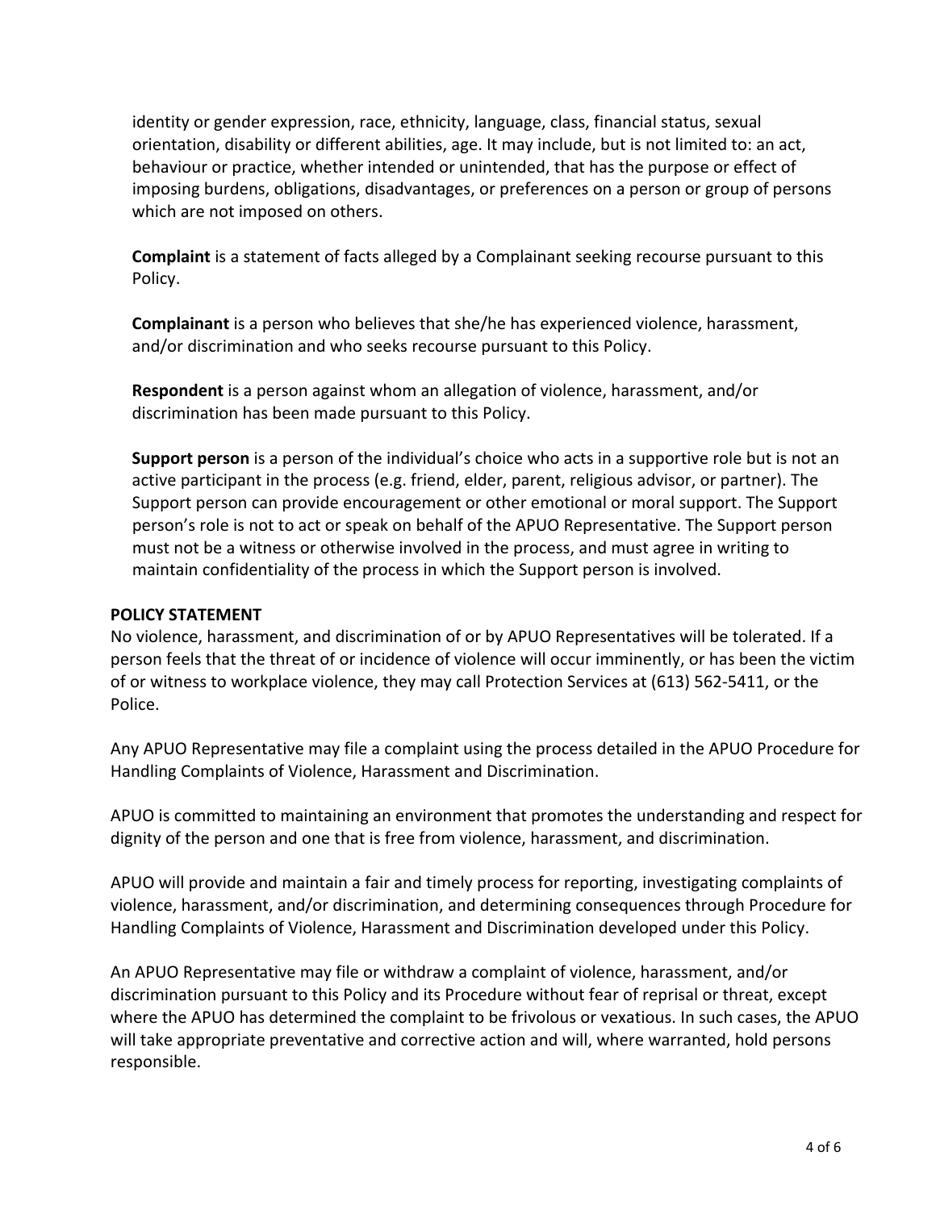identity or gender expression, race, ethnicity, language, class, financial status, sexual orientation, disability or different abilities, age. It may include, but is not limited to: an act, behaviour or practice, whether intended or unintended, that has the purpose or effect of imposing burdens, obligations, disadvantages, or preferences on a person or group of persons which are not imposed on others.

**Complaint** is a statement of facts alleged by a Complainant seeking recourse pursuant to this Policy.

**Complainant** is a person who believes that she/he has experienced violence, harassment, and/or discrimination and who seeks recourse pursuant to this Policy.

**Respondent** is a person against whom an allegation of violence, harassment, and/or discrimination has been made pursuant to this Policy.

**Support person** is a person of the individual's choice who acts in a supportive role but is not an active participant in the process (e.g. friend, elder, parent, religious advisor, or partner). The Support person can provide encouragement or other emotional or moral support. The Support person's role is not to act or speak on behalf of the APUO Representative. The Support person must not be a witness or otherwise involved in the process, and must agree in writing to maintain confidentiality of the process in which the Support person is involved.

## POLICY STATEMENT

No violence, harassment, and discrimination of or by APUO Representatives will be tolerated. If a person feels that the threat of or incidence of violence will occur imminently, or has been the victim of or witness to workplace violence, they may call Protection Services at (613) 562-5411, or the Police.

Any APUO Representative may file a complaint using the process detailed in the APUO Procedure for Handling Complaints of Violence, Harassment and Discrimination.

APUO is committed to maintaining an environment that promotes the understanding and respect for dignity of the person and one that is free from violence, harassment, and discrimination.

APUO will provide and maintain a fair and timely process for reporting, investigating complaints of violence, harassment, and/or discrimination, and determining consequences through Procedure for Handling Complaints of Violence, Harassment and Discrimination developed under this Policy.

An APUO Representative may file or withdraw a complaint of violence, harassment, and/or discrimination pursuant to this Policy and its Procedure without fear of reprisal or threat, except where the APUO has determined the complaint to be frivolous or vexatious. In such cases, the APUO will take appropriate preventative and corrective action and will, where warranted, hold persons responsible.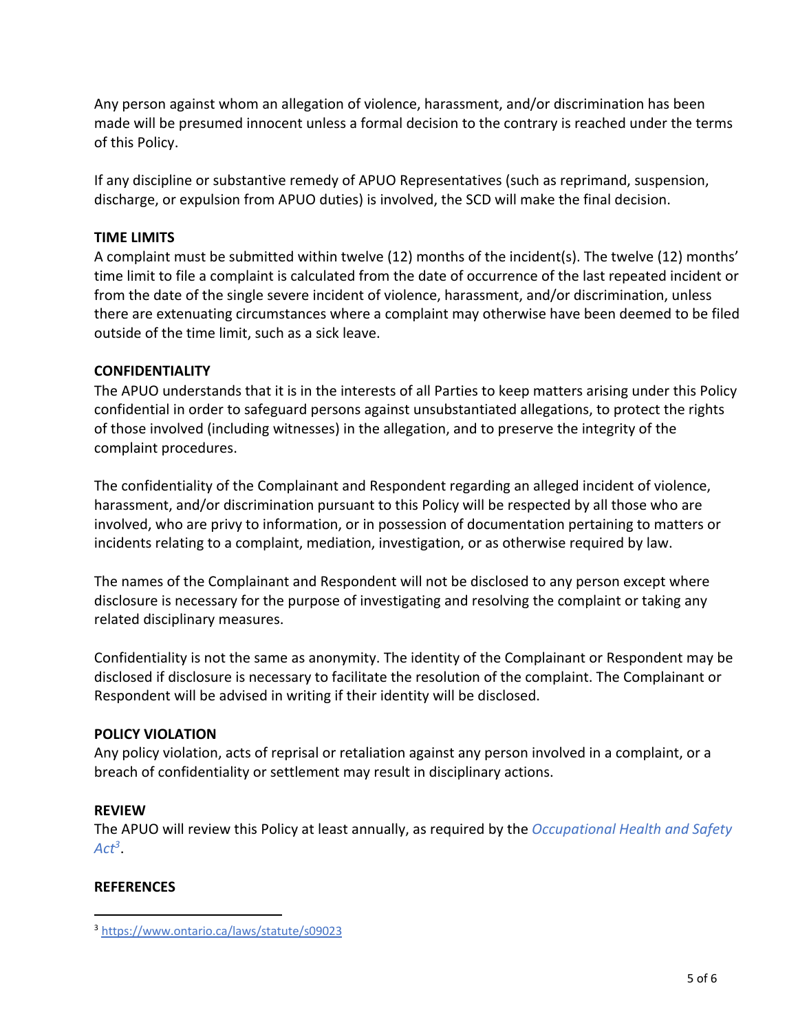Any person against whom an allegation of violence, harassment, and/or discrimination has been made will be presumed innocent unless a formal decision to the contrary is reached under the terms of this Policy.

If any discipline or substantive remedy of APUO Representatives (such as reprimand, suspension, discharge, or expulsion from APUO duties) is involved, the SCD will make the final decision.

## TIME LIMITS

A complaint must be submitted within twelve (12) months of the incident(s). The twelve (12) months' time limit to file a complaint is calculated from the date of occurrence of the last repeated incident or from the date of the single severe incident of violence, harassment, and/or discrimination, unless there are extenuating circumstances where a complaint may otherwise have been deemed to be filed outside of the time limit, such as a sick leave.

## CONFIDENTIALITY

The APUO understands that it is in the interests of all Parties to keep matters arising under this Policy confidential in order to safeguard persons against unsubstantiated allegations, to protect the rights of those involved (including witnesses) in the allegation, and to preserve the integrity of the complaint procedures.

The confidentiality of the Complainant and Respondent regarding an alleged incident of violence, harassment, and/or discrimination pursuant to this Policy will be respected by all those who are involved, who are privy to information, or in possession of documentation pertaining to matters or incidents relating to a complaint, mediation, investigation, or as otherwise required by law.

The names of the Complainant and Respondent will not be disclosed to any person except where disclosure is necessary for the purpose of investigating and resolving the complaint or taking any related disciplinary measures.

Confidentiality is not the same as anonymity. The identity of the Complainant or Respondent may be disclosed if disclosure is necessary to facilitate the resolution of the complaint. The Complainant or Respondent will be advised in writing if their identity will be disclosed.

## POLICY VIOLATION

Any policy violation, acts of reprisal or retaliation against any person involved in a complaint, or a breach of confidentiality or settlement may result in disciplinary actions.

## REVIEW

The APUO will review this Policy at least annually, as required by the *Occupational Health and Safety Act*[3].

## REFERENCES

[3] https://www.ontario.ca/laws/statute/s09023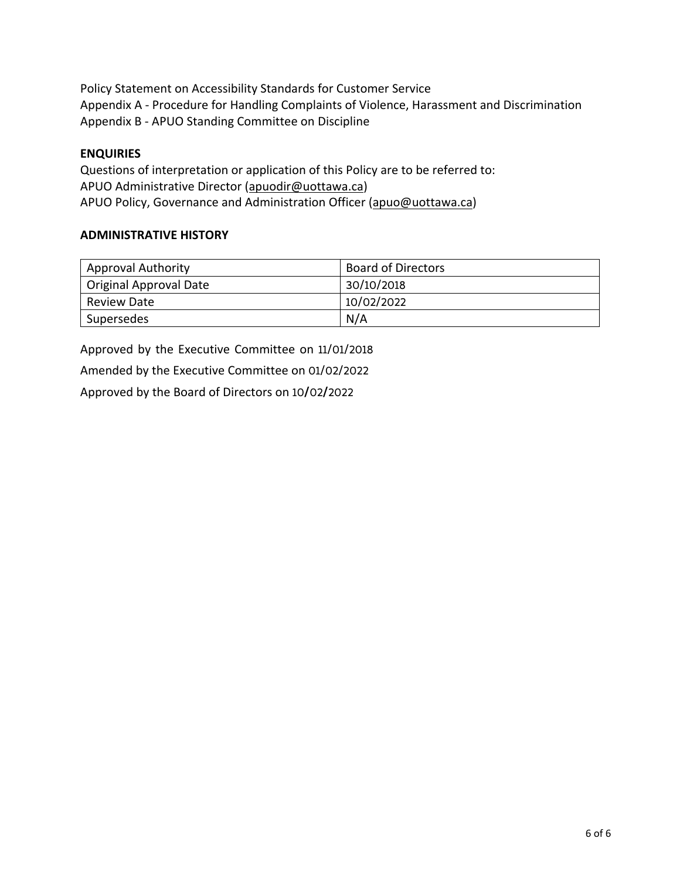Policy Statement on Accessibility Standards for Customer Service
Appendix A - Procedure for Handling Complaints of Violence, Harassment and Discrimination
Appendix B - APUO Standing Committee on Discipline

## ENQUIRIES

Questions of interpretation or application of this Policy are to be referred to:
APUO Administrative Director (apuodir@uottawa.ca)
APUO Policy, Governance and Administration Officer (apuo@uottawa.ca)

## ADMINISTRATIVE HISTORY

| Approval Authority | Board of Directors |
|---|---|
| Original Approval Date | 30/10/2018 |
| Review Date | 10/02/2022 |
| Supersedes | N/A |

Approved by the Executive Committee on 11/01/2018

Amended by the Executive Committee on 01/02/2022

Approved by the Board of Directors on 10/02/2022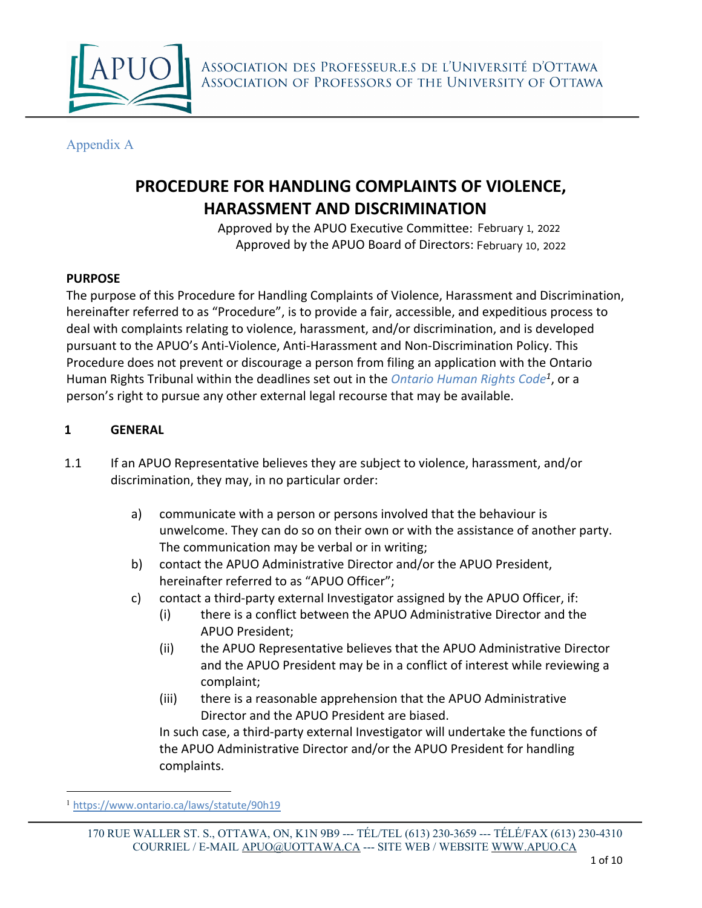Appendix A

# PROCEDURE FOR HANDLING COMPLAINTS OF VIOLENCE, HARASSMENT AND DISCRIMINATION

Approved by the APUO Executive Committee: February 1, 2022
Approved by the APUO Board of Directors: February 10, 2022

**PURPOSE**

The purpose of this Procedure for Handling Complaints of Violence, Harassment and Discrimination, hereinafter referred to as "Procedure", is to provide a fair, accessible, and expeditious process to deal with complaints relating to violence, harassment, and/or discrimination, and is developed pursuant to the APUO's Anti-Violence, Anti-Harassment and Non-Discrimination Policy. This Procedure does not prevent or discourage a person from filing an application with the Ontario Human Rights Tribunal within the deadlines set out in the *Ontario Human Rights Code*[1], or a person's right to pursue any other external legal recourse that may be available.

## 1 GENERAL

1.1 If an APUO Representative believes they are subject to violence, harassment, and/or discrimination, they may, in no particular order:

- a) communicate with a person or persons involved that the behaviour is unwelcome. They can do so on their own or with the assistance of another party. The communication may be verbal or in writing;
- b) contact the APUO Administrative Director and/or the APUO President, hereinafter referred to as "APUO Officer";
- c) contact a third-party external Investigator assigned by the APUO Officer, if:
  - (i) there is a conflict between the APUO Administrative Director and the APUO President;
  - (ii) the APUO Representative believes that the APUO Administrative Director and the APUO President may be in a conflict of interest while reviewing a complaint;
  - (iii) there is a reasonable apprehension that the APUO Administrative Director and the APUO President are biased.

  In such case, a third-party external Investigator will undertake the functions of the APUO Administrative Director and/or the APUO President for handling complaints.

[1] https://www.ontario.ca/laws/statute/90h19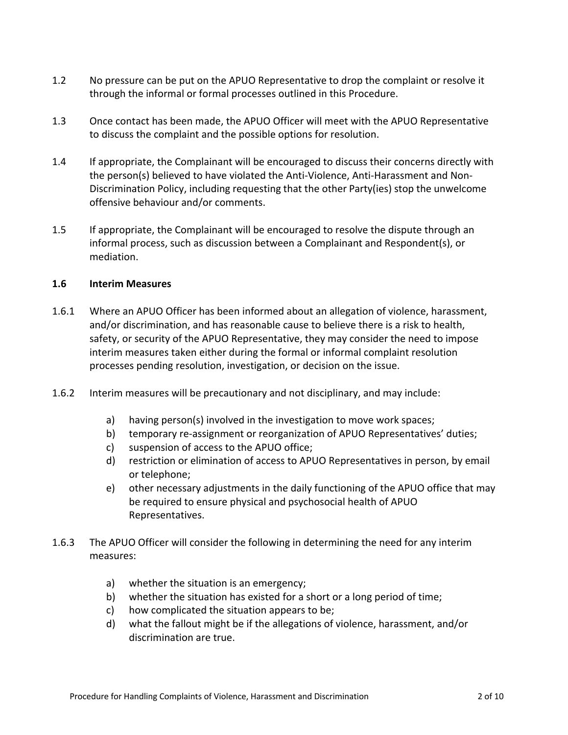1.2 No pressure can be put on the APUO Representative to drop the complaint or resolve it through the informal or formal processes outlined in this Procedure.

1.3 Once contact has been made, the APUO Officer will meet with the APUO Representative to discuss the complaint and the possible options for resolution.

1.4 If appropriate, the Complainant will be encouraged to discuss their concerns directly with the person(s) believed to have violated the Anti-Violence, Anti-Harassment and Non-Discrimination Policy, including requesting that the other Party(ies) stop the unwelcome offensive behaviour and/or comments.

1.5 If appropriate, the Complainant will be encouraged to resolve the dispute through an informal process, such as discussion between a Complainant and Respondent(s), or mediation.

**1.6 Interim Measures**

1.6.1 Where an APUO Officer has been informed about an allegation of violence, harassment, and/or discrimination, and has reasonable cause to believe there is a risk to health, safety, or security of the APUO Representative, they may consider the need to impose interim measures taken either during the formal or informal complaint resolution processes pending resolution, investigation, or decision on the issue.

1.6.2 Interim measures will be precautionary and not disciplinary, and may include:

a) having person(s) involved in the investigation to move work spaces;
b) temporary re-assignment or reorganization of APUO Representatives' duties;
c) suspension of access to the APUO office;
d) restriction or elimination of access to APUO Representatives in person, by email or telephone;
e) other necessary adjustments in the daily functioning of the APUO office that may be required to ensure physical and psychosocial health of APUO Representatives.

1.6.3 The APUO Officer will consider the following in determining the need for any interim measures:

a) whether the situation is an emergency;
b) whether the situation has existed for a short or a long period of time;
c) how complicated the situation appears to be;
d) what the fallout might be if the allegations of violence, harassment, and/or discrimination are true.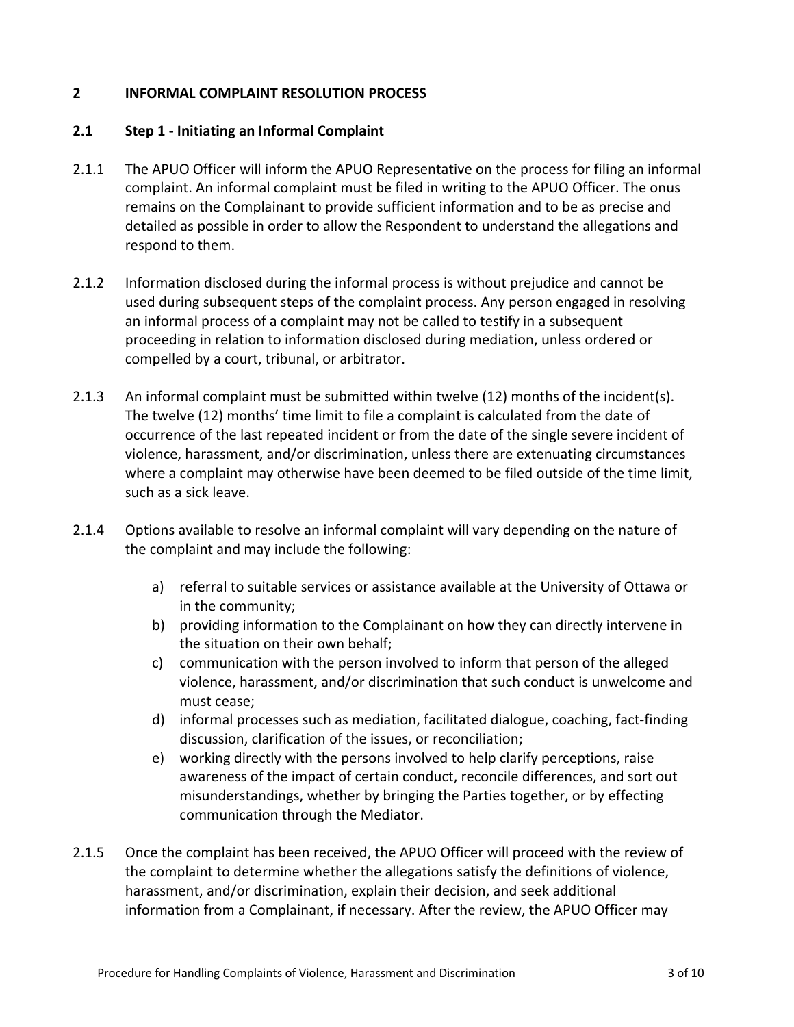## 2 INFORMAL COMPLAINT RESOLUTION PROCESS

### 2.1 Step 1 - Initiating an Informal Complaint

2.1.1 The APUO Officer will inform the APUO Representative on the process for filing an informal complaint. An informal complaint must be filed in writing to the APUO Officer. The onus remains on the Complainant to provide sufficient information and to be as precise and detailed as possible in order to allow the Respondent to understand the allegations and respond to them.

2.1.2 Information disclosed during the informal process is without prejudice and cannot be used during subsequent steps of the complaint process. Any person engaged in resolving an informal process of a complaint may not be called to testify in a subsequent proceeding in relation to information disclosed during mediation, unless ordered or compelled by a court, tribunal, or arbitrator.

2.1.3 An informal complaint must be submitted within twelve (12) months of the incident(s). The twelve (12) months' time limit to file a complaint is calculated from the date of occurrence of the last repeated incident or from the date of the single severe incident of violence, harassment, and/or discrimination, unless there are extenuating circumstances where a complaint may otherwise have been deemed to be filed outside of the time limit, such as a sick leave.

2.1.4 Options available to resolve an informal complaint will vary depending on the nature of the complaint and may include the following:

a) referral to suitable services or assistance available at the University of Ottawa or in the community;
b) providing information to the Complainant on how they can directly intervene in the situation on their own behalf;
c) communication with the person involved to inform that person of the alleged violence, harassment, and/or discrimination that such conduct is unwelcome and must cease;
d) informal processes such as mediation, facilitated dialogue, coaching, fact-finding discussion, clarification of the issues, or reconciliation;
e) working directly with the persons involved to help clarify perceptions, raise awareness of the impact of certain conduct, reconcile differences, and sort out misunderstandings, whether by bringing the Parties together, or by effecting communication through the Mediator.

2.1.5 Once the complaint has been received, the APUO Officer will proceed with the review of the complaint to determine whether the allegations satisfy the definitions of violence, harassment, and/or discrimination, explain their decision, and seek additional information from a Complainant, if necessary. After the review, the APUO Officer may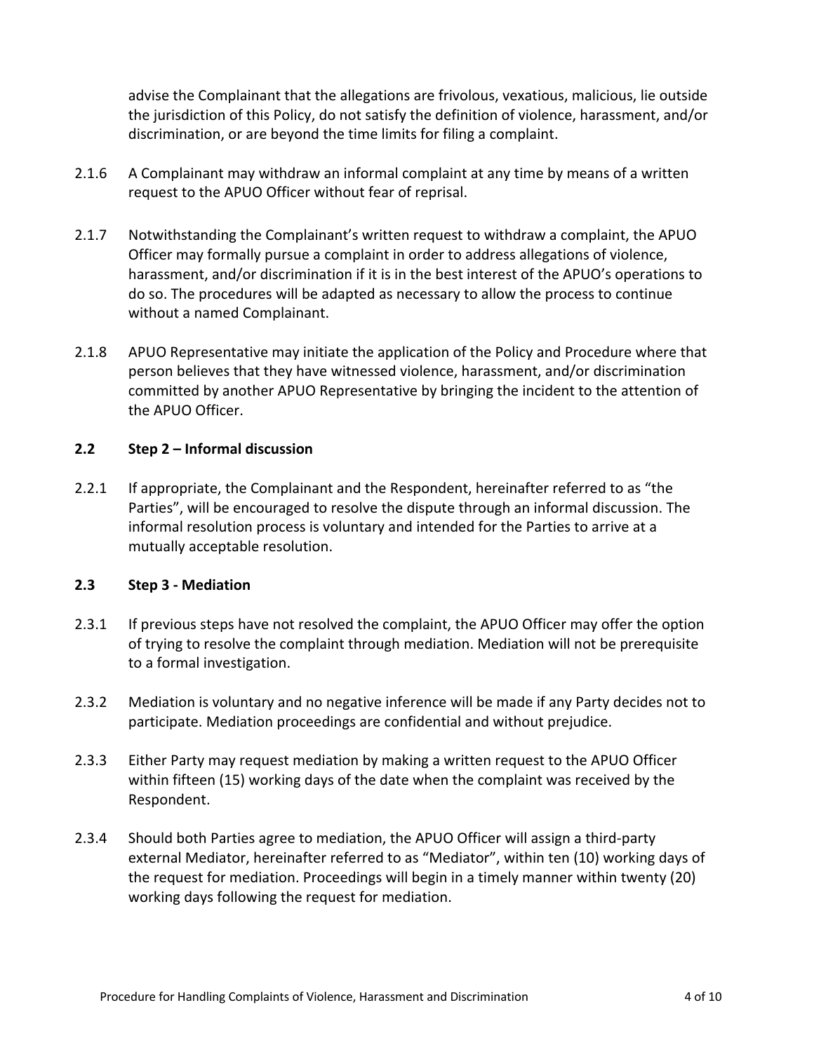advise the Complainant that the allegations are frivolous, vexatious, malicious, lie outside the jurisdiction of this Policy, do not satisfy the definition of violence, harassment, and/or discrimination, or are beyond the time limits for filing a complaint.

2.1.6 A Complainant may withdraw an informal complaint at any time by means of a written request to the APUO Officer without fear of reprisal.

2.1.7 Notwithstanding the Complainant's written request to withdraw a complaint, the APUO Officer may formally pursue a complaint in order to address allegations of violence, harassment, and/or discrimination if it is in the best interest of the APUO's operations to do so. The procedures will be adapted as necessary to allow the process to continue without a named Complainant.

2.1.8 APUO Representative may initiate the application of the Policy and Procedure where that person believes that they have witnessed violence, harassment, and/or discrimination committed by another APUO Representative by bringing the incident to the attention of the APUO Officer.

### 2.2 Step 2 – Informal discussion

2.2.1 If appropriate, the Complainant and the Respondent, hereinafter referred to as "the Parties", will be encouraged to resolve the dispute through an informal discussion. The informal resolution process is voluntary and intended for the Parties to arrive at a mutually acceptable resolution.

### 2.3 Step 3 - Mediation

2.3.1 If previous steps have not resolved the complaint, the APUO Officer may offer the option of trying to resolve the complaint through mediation. Mediation will not be prerequisite to a formal investigation.

2.3.2 Mediation is voluntary and no negative inference will be made if any Party decides not to participate. Mediation proceedings are confidential and without prejudice.

2.3.3 Either Party may request mediation by making a written request to the APUO Officer within fifteen (15) working days of the date when the complaint was received by the Respondent.

2.3.4 Should both Parties agree to mediation, the APUO Officer will assign a third-party external Mediator, hereinafter referred to as "Mediator", within ten (10) working days of the request for mediation. Proceedings will begin in a timely manner within twenty (20) working days following the request for mediation.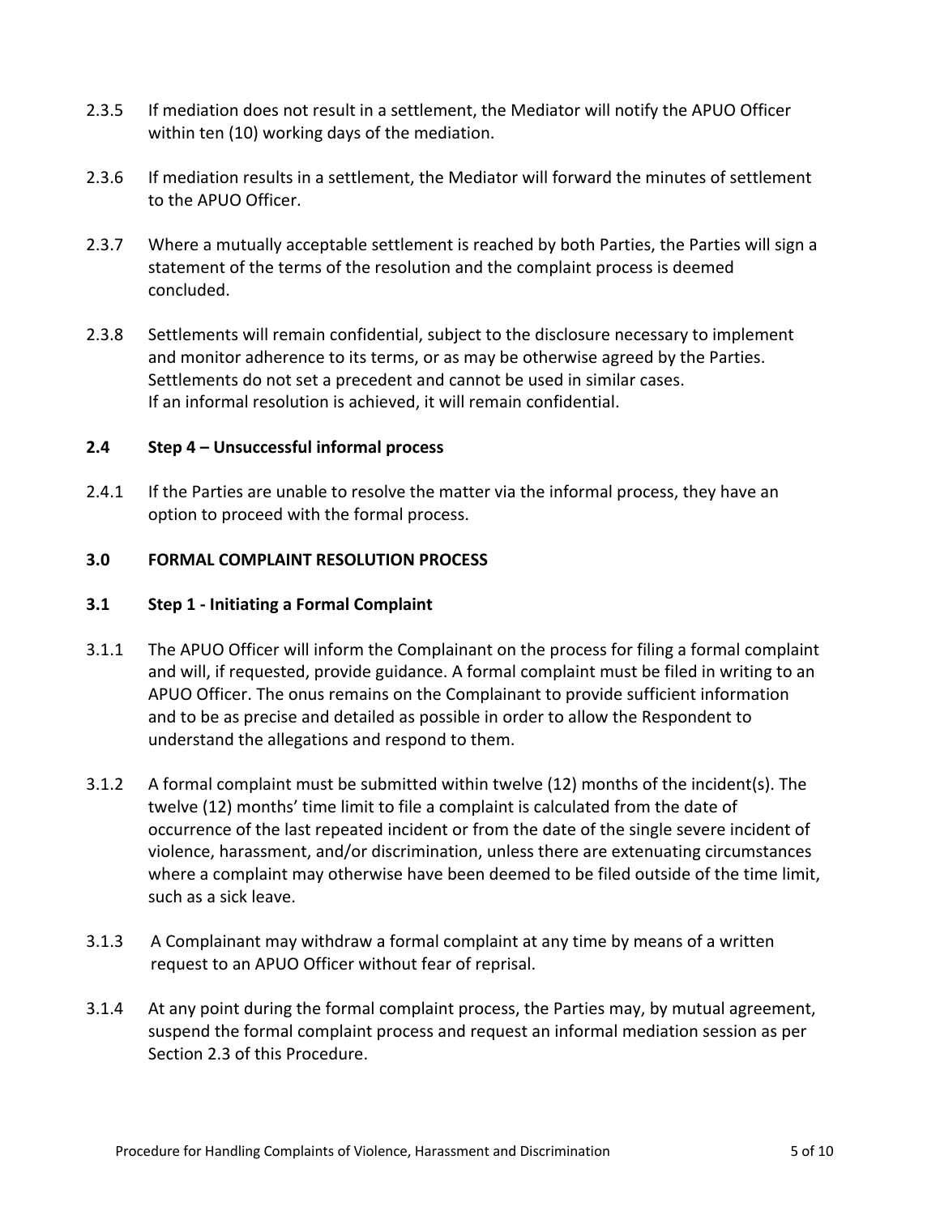2.3.5 If mediation does not result in a settlement, the Mediator will notify the APUO Officer within ten (10) working days of the mediation.

2.3.6 If mediation results in a settlement, the Mediator will forward the minutes of settlement to the APUO Officer.

2.3.7 Where a mutually acceptable settlement is reached by both Parties, the Parties will sign a statement of the terms of the resolution and the complaint process is deemed concluded.

2.3.8 Settlements will remain confidential, subject to the disclosure necessary to implement and monitor adherence to its terms, or as may be otherwise agreed by the Parties. Settlements do not set a precedent and cannot be used in similar cases. If an informal resolution is achieved, it will remain confidential.

### 2.4 Step 4 – Unsuccessful informal process

2.4.1 If the Parties are unable to resolve the matter via the informal process, they have an option to proceed with the formal process.

## 3.0 FORMAL COMPLAINT RESOLUTION PROCESS

### 3.1 Step 1 - Initiating a Formal Complaint

3.1.1 The APUO Officer will inform the Complainant on the process for filing a formal complaint and will, if requested, provide guidance. A formal complaint must be filed in writing to an APUO Officer. The onus remains on the Complainant to provide sufficient information and to be as precise and detailed as possible in order to allow the Respondent to understand the allegations and respond to them.

3.1.2 A formal complaint must be submitted within twelve (12) months of the incident(s). The twelve (12) months' time limit to file a complaint is calculated from the date of occurrence of the last repeated incident or from the date of the single severe incident of violence, harassment, and/or discrimination, unless there are extenuating circumstances where a complaint may otherwise have been deemed to be filed outside of the time limit, such as a sick leave.

3.1.3 A Complainant may withdraw a formal complaint at any time by means of a written request to an APUO Officer without fear of reprisal.

3.1.4 At any point during the formal complaint process, the Parties may, by mutual agreement, suspend the formal complaint process and request an informal mediation session as per Section 2.3 of this Procedure.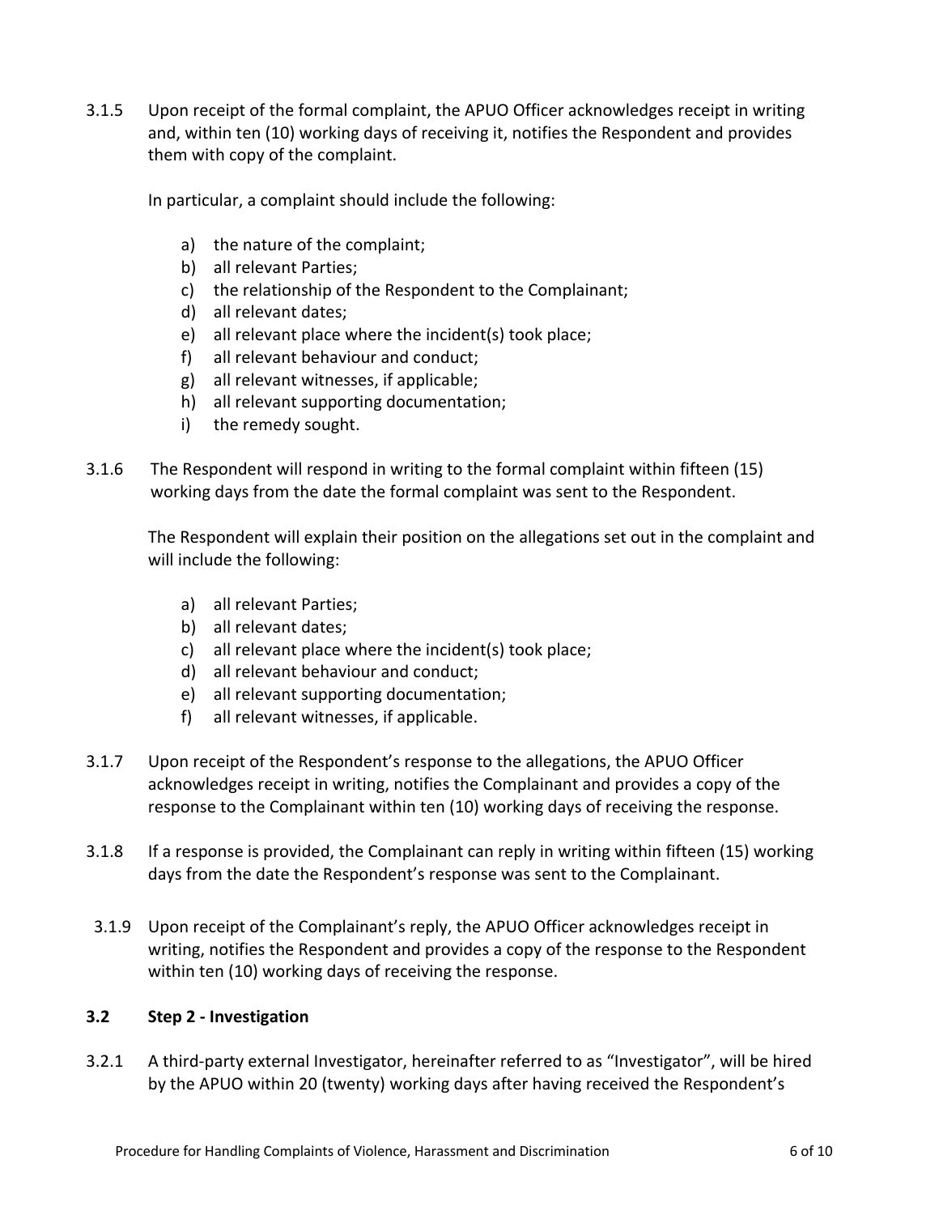3.1.5 Upon receipt of the formal complaint, the APUO Officer acknowledges receipt in writing and, within ten (10) working days of receiving it, notifies the Respondent and provides them with copy of the complaint.

In particular, a complaint should include the following:

a) the nature of the complaint;
b) all relevant Parties;
c) the relationship of the Respondent to the Complainant;
d) all relevant dates;
e) all relevant place where the incident(s) took place;
f) all relevant behaviour and conduct;
g) all relevant witnesses, if applicable;
h) all relevant supporting documentation;
i) the remedy sought.

3.1.6 The Respondent will respond in writing to the formal complaint within fifteen (15) working days from the date the formal complaint was sent to the Respondent.

The Respondent will explain their position on the allegations set out in the complaint and will include the following:

a) all relevant Parties;
b) all relevant dates;
c) all relevant place where the incident(s) took place;
d) all relevant behaviour and conduct;
e) all relevant supporting documentation;
f) all relevant witnesses, if applicable.

3.1.7 Upon receipt of the Respondent's response to the allegations, the APUO Officer acknowledges receipt in writing, notifies the Complainant and provides a copy of the response to the Complainant within ten (10) working days of receiving the response.

3.1.8 If a response is provided, the Complainant can reply in writing within fifteen (15) working days from the date the Respondent's response was sent to the Complainant.

3.1.9 Upon receipt of the Complainant's reply, the APUO Officer acknowledges receipt in writing, notifies the Respondent and provides a copy of the response to the Respondent within ten (10) working days of receiving the response.

### 3.2 Step 2 - Investigation

3.2.1 A third-party external Investigator, hereinafter referred to as "Investigator", will be hired by the APUO within 20 (twenty) working days after having received the Respondent's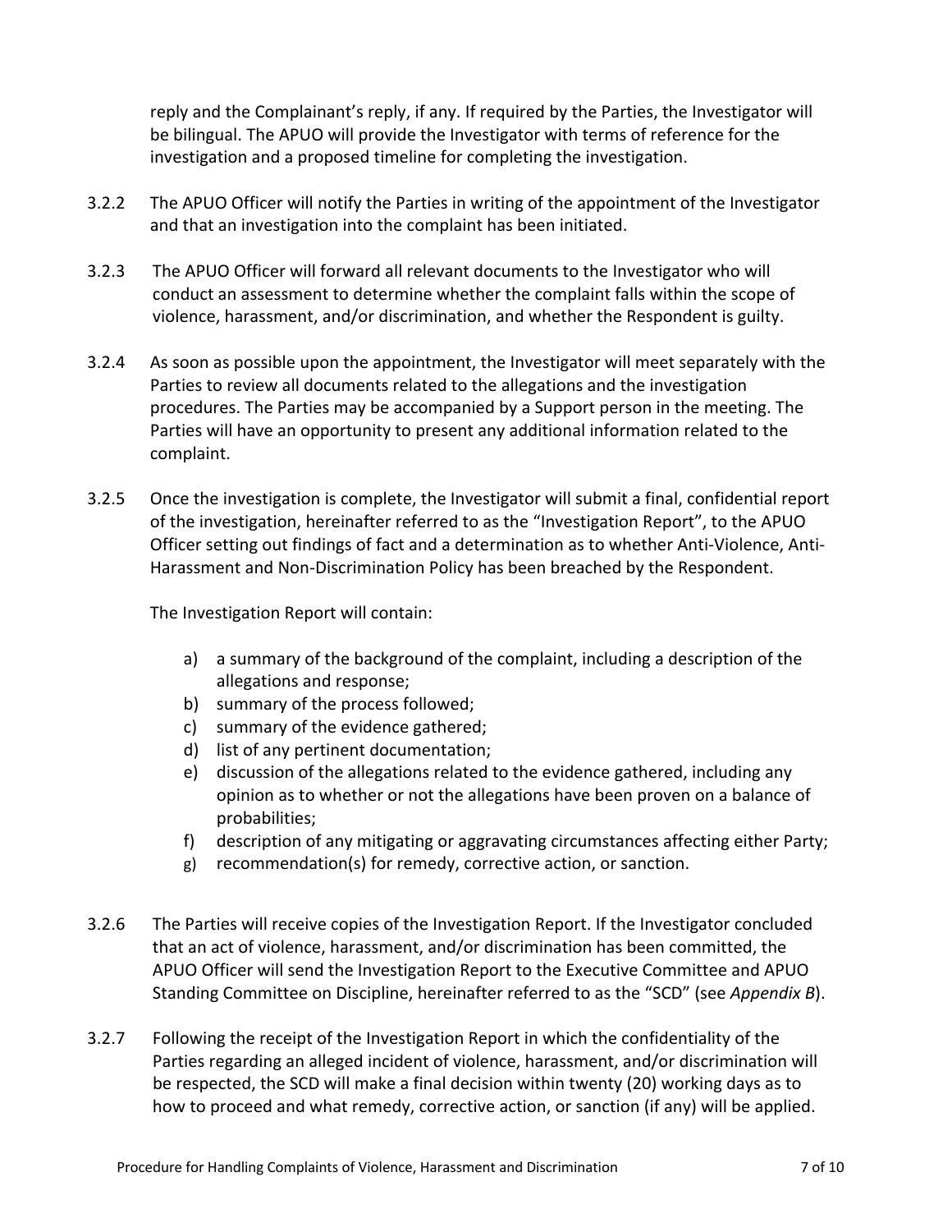reply and the Complainant's reply, if any. If required by the Parties, the Investigator will be bilingual. The APUO will provide the Investigator with terms of reference for the investigation and a proposed timeline for completing the investigation.

3.2.2 The APUO Officer will notify the Parties in writing of the appointment of the Investigator and that an investigation into the complaint has been initiated.

3.2.3 The APUO Officer will forward all relevant documents to the Investigator who will conduct an assessment to determine whether the complaint falls within the scope of violence, harassment, and/or discrimination, and whether the Respondent is guilty.

3.2.4 As soon as possible upon the appointment, the Investigator will meet separately with the Parties to review all documents related to the allegations and the investigation procedures. The Parties may be accompanied by a Support person in the meeting. The Parties will have an opportunity to present any additional information related to the complaint.

3.2.5 Once the investigation is complete, the Investigator will submit a final, confidential report of the investigation, hereinafter referred to as the "Investigation Report", to the APUO Officer setting out findings of fact and a determination as to whether Anti-Violence, Anti-Harassment and Non-Discrimination Policy has been breached by the Respondent.

The Investigation Report will contain:

a) a summary of the background of the complaint, including a description of the allegations and response;
b) summary of the process followed;
c) summary of the evidence gathered;
d) list of any pertinent documentation;
e) discussion of the allegations related to the evidence gathered, including any opinion as to whether or not the allegations have been proven on a balance of probabilities;
f) description of any mitigating or aggravating circumstances affecting either Party;
g) recommendation(s) for remedy, corrective action, or sanction.

3.2.6 The Parties will receive copies of the Investigation Report. If the Investigator concluded that an act of violence, harassment, and/or discrimination has been committed, the APUO Officer will send the Investigation Report to the Executive Committee and APUO Standing Committee on Discipline, hereinafter referred to as the "SCD" (see *Appendix B*).

3.2.7 Following the receipt of the Investigation Report in which the confidentiality of the Parties regarding an alleged incident of violence, harassment, and/or discrimination will be respected, the SCD will make a final decision within twenty (20) working days as to how to proceed and what remedy, corrective action, or sanction (if any) will be applied.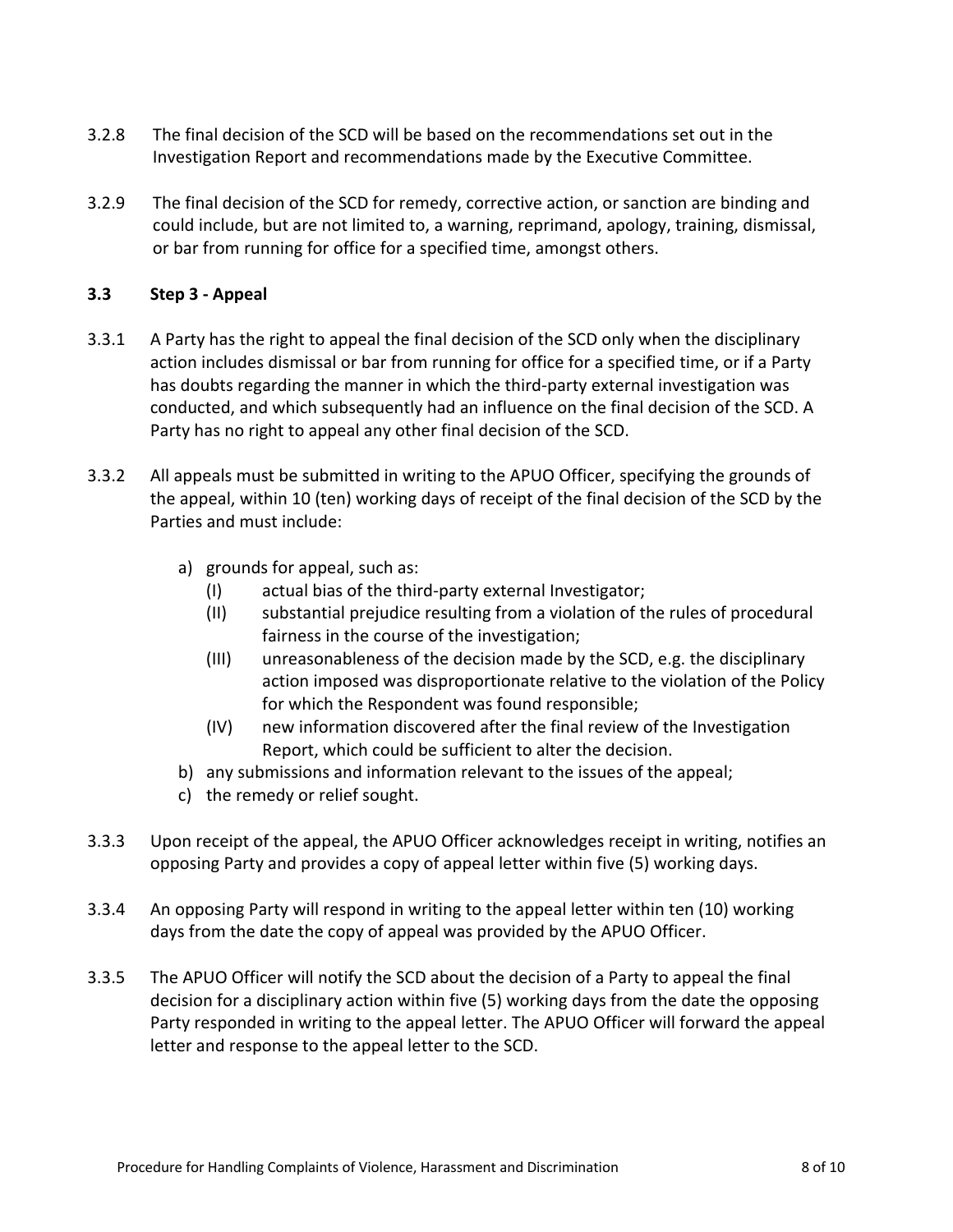3.2.8 The final decision of the SCD will be based on the recommendations set out in the Investigation Report and recommendations made by the Executive Committee.

3.2.9 The final decision of the SCD for remedy, corrective action, or sanction are binding and could include, but are not limited to, a warning, reprimand, apology, training, dismissal, or bar from running for office for a specified time, amongst others.

### 3.3 Step 3 - Appeal

3.3.1 A Party has the right to appeal the final decision of the SCD only when the disciplinary action includes dismissal or bar from running for office for a specified time, or if a Party has doubts regarding the manner in which the third-party external investigation was conducted, and which subsequently had an influence on the final decision of the SCD. A Party has no right to appeal any other final decision of the SCD.

3.3.2 All appeals must be submitted in writing to the APUO Officer, specifying the grounds of the appeal, within 10 (ten) working days of receipt of the final decision of the SCD by the Parties and must include:

a) grounds for appeal, such as:
   - (I) actual bias of the third-party external Investigator;
   - (II) substantial prejudice resulting from a violation of the rules of procedural fairness in the course of the investigation;
   - (III) unreasonableness of the decision made by the SCD, e.g. the disciplinary action imposed was disproportionate relative to the violation of the Policy for which the Respondent was found responsible;
   - (IV) new information discovered after the final review of the Investigation Report, which could be sufficient to alter the decision.

b) any submissions and information relevant to the issues of the appeal;

c) the remedy or relief sought.

3.3.3 Upon receipt of the appeal, the APUO Officer acknowledges receipt in writing, notifies an opposing Party and provides a copy of appeal letter within five (5) working days.

3.3.4 An opposing Party will respond in writing to the appeal letter within ten (10) working days from the date the copy of appeal was provided by the APUO Officer.

3.3.5 The APUO Officer will notify the SCD about the decision of a Party to appeal the final decision for a disciplinary action within five (5) working days from the date the opposing Party responded in writing to the appeal letter. The APUO Officer will forward the appeal letter and response to the appeal letter to the SCD.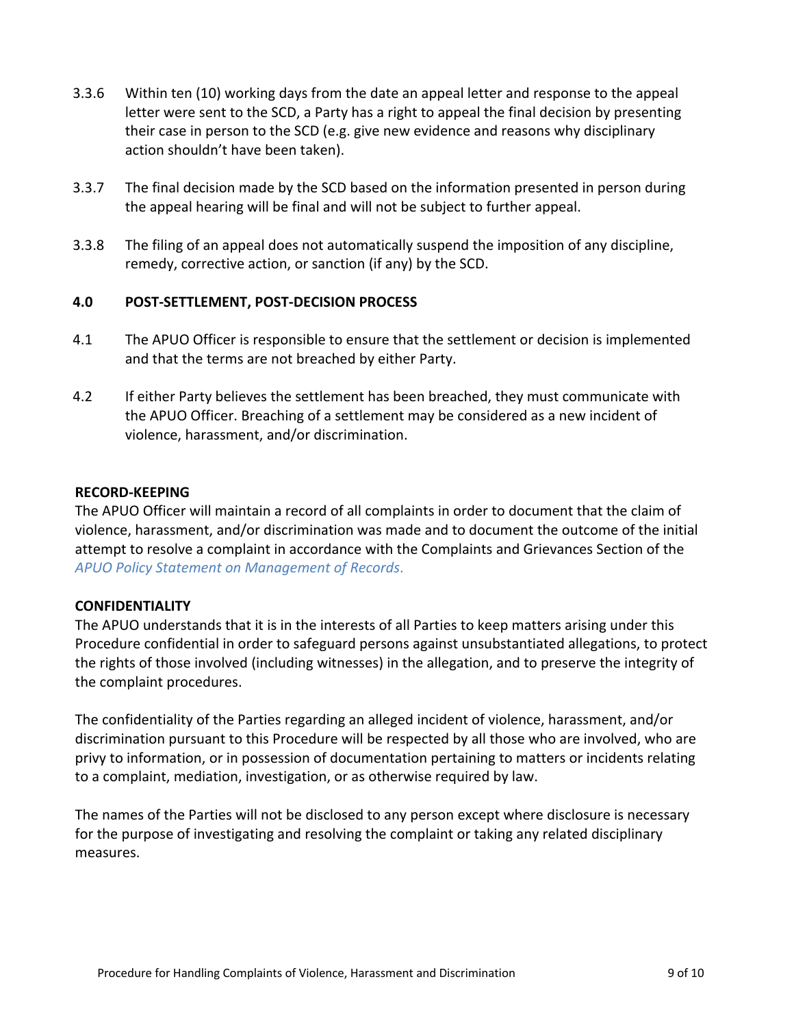3.3.6 Within ten (10) working days from the date an appeal letter and response to the appeal letter were sent to the SCD, a Party has a right to appeal the final decision by presenting their case in person to the SCD (e.g. give new evidence and reasons why disciplinary action shouldn't have been taken).

3.3.7 The final decision made by the SCD based on the information presented in person during the appeal hearing will be final and will not be subject to further appeal.

3.3.8 The filing of an appeal does not automatically suspend the imposition of any discipline, remedy, corrective action, or sanction (if any) by the SCD.

## 4.0 POST-SETTLEMENT, POST-DECISION PROCESS

4.1 The APUO Officer is responsible to ensure that the settlement or decision is implemented and that the terms are not breached by either Party.

4.2 If either Party believes the settlement has been breached, they must communicate with the APUO Officer. Breaching of a settlement may be considered as a new incident of violence, harassment, and/or discrimination.

## RECORD-KEEPING

The APUO Officer will maintain a record of all complaints in order to document that the claim of violence, harassment, and/or discrimination was made and to document the outcome of the initial attempt to resolve a complaint in accordance with the Complaints and Grievances Section of the *APUO Policy Statement on Management of Records*.

## CONFIDENTIALITY

The APUO understands that it is in the interests of all Parties to keep matters arising under this Procedure confidential in order to safeguard persons against unsubstantiated allegations, to protect the rights of those involved (including witnesses) in the allegation, and to preserve the integrity of the complaint procedures.

The confidentiality of the Parties regarding an alleged incident of violence, harassment, and/or discrimination pursuant to this Procedure will be respected by all those who are involved, who are privy to information, or in possession of documentation pertaining to matters or incidents relating to a complaint, mediation, investigation, or as otherwise required by law.

The names of the Parties will not be disclosed to any person except where disclosure is necessary for the purpose of investigating and resolving the complaint or taking any related disciplinary measures.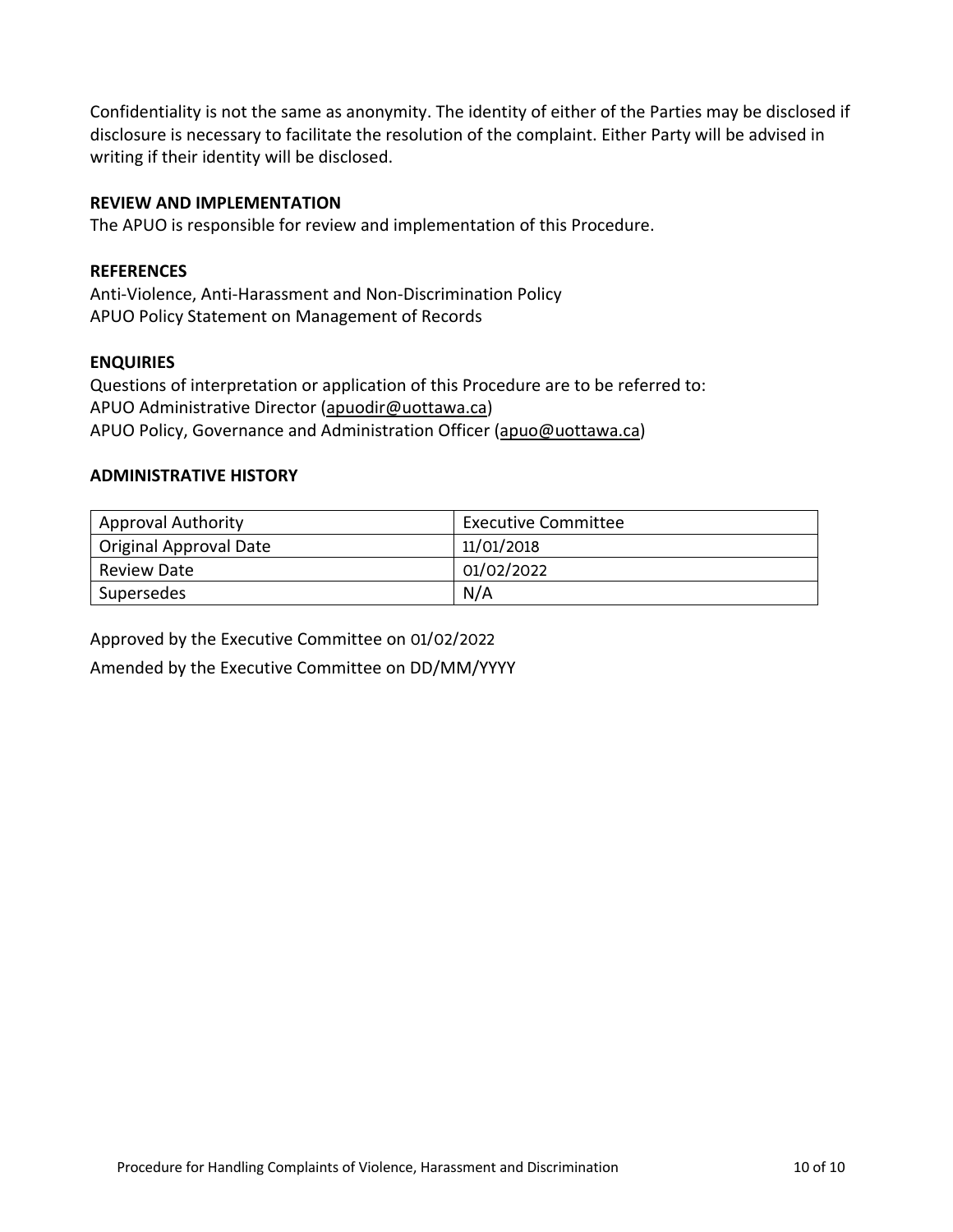Confidentiality is not the same as anonymity. The identity of either of the Parties may be disclosed if disclosure is necessary to facilitate the resolution of the complaint. Either Party will be advised in writing if their identity will be disclosed.

**REVIEW AND IMPLEMENTATION**

The APUO is responsible for review and implementation of this Procedure.

**REFERENCES**

Anti-Violence, Anti-Harassment and Non-Discrimination Policy
APUO Policy Statement on Management of Records

**ENQUIRIES**

Questions of interpretation or application of this Procedure are to be referred to:
APUO Administrative Director (apuodir@uottawa.ca)
APUO Policy, Governance and Administration Officer (apuo@uottawa.ca)

**ADMINISTRATIVE HISTORY**

| Approval Authority | Executive Committee |
|---|---|
| Original Approval Date | 11/01/2018 |
| Review Date | 01/02/2022 |
| Supersedes | N/A |

Approved by the Executive Committee on 01/02/2022

Amended by the Executive Committee on DD/MM/YYYY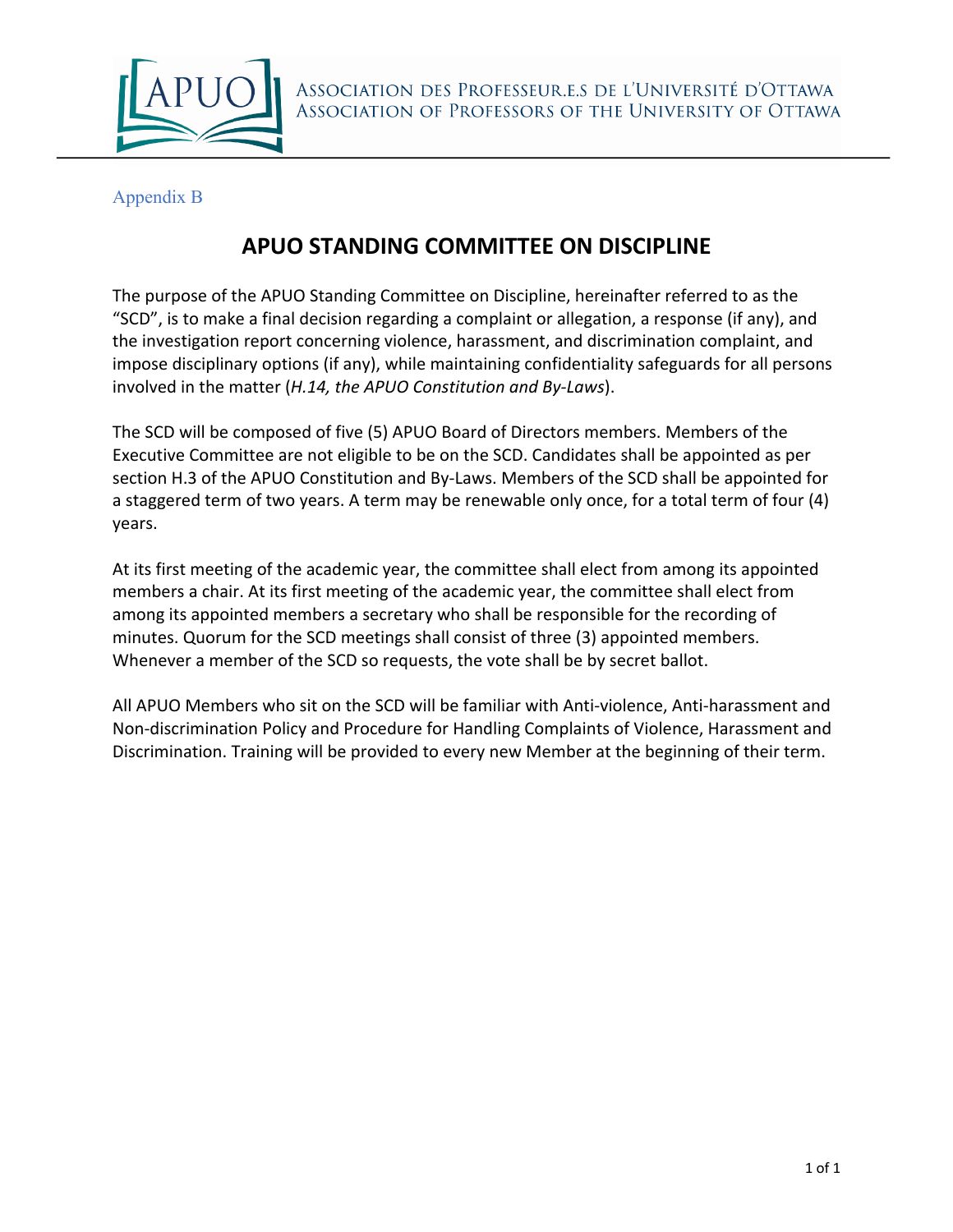Appendix B

# APUO STANDING COMMITTEE ON DISCIPLINE

The purpose of the APUO Standing Committee on Discipline, hereinafter referred to as the "SCD", is to make a final decision regarding a complaint or allegation, a response (if any), and the investigation report concerning violence, harassment, and discrimination complaint, and impose disciplinary options (if any), while maintaining confidentiality safeguards for all persons involved in the matter (*H.14, the APUO Constitution and By-Laws*).

The SCD will be composed of five (5) APUO Board of Directors members. Members of the Executive Committee are not eligible to be on the SCD. Candidates shall be appointed as per section H.3 of the APUO Constitution and By-Laws. Members of the SCD shall be appointed for a staggered term of two years. A term may be renewable only once, for a total term of four (4) years.

At its first meeting of the academic year, the committee shall elect from among its appointed members a chair. At its first meeting of the academic year, the committee shall elect from among its appointed members a secretary who shall be responsible for the recording of minutes. Quorum for the SCD meetings shall consist of three (3) appointed members. Whenever a member of the SCD so requests, the vote shall be by secret ballot.

All APUO Members who sit on the SCD will be familiar with Anti-violence, Anti-harassment and Non-discrimination Policy and Procedure for Handling Complaints of Violence, Harassment and Discrimination. Training will be provided to every new Member at the beginning of their term.